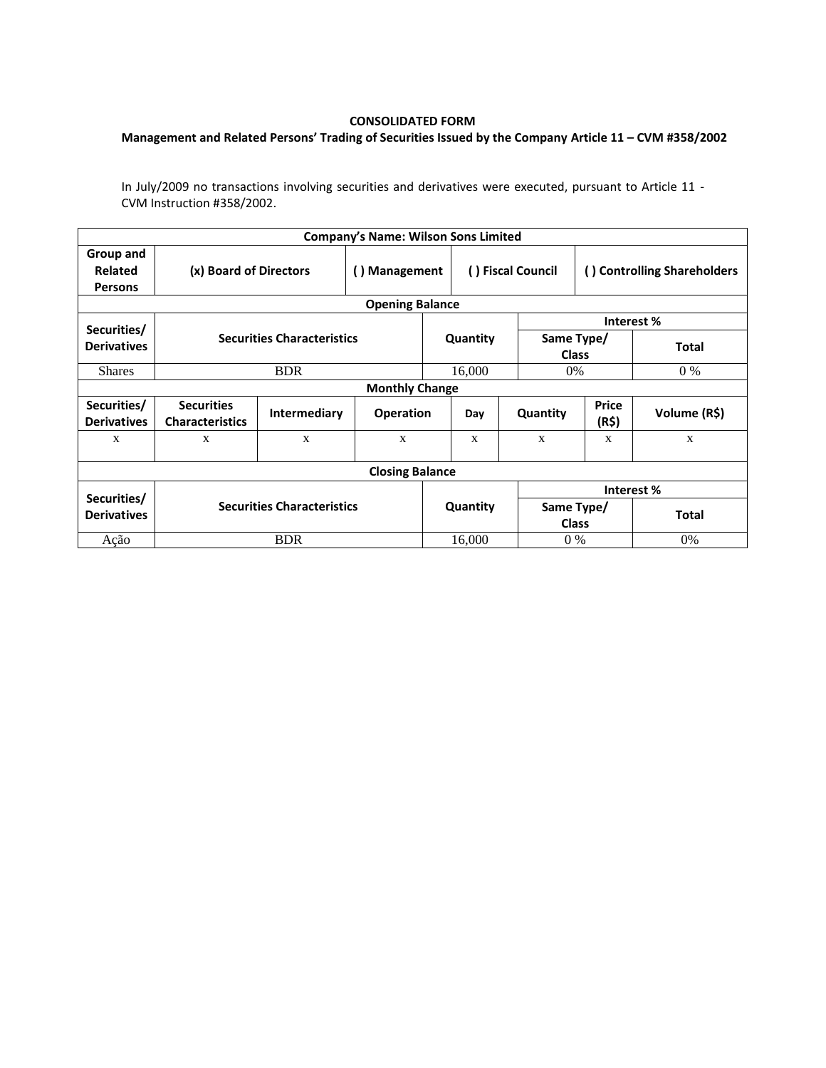**CONSOLIDATED FORM**

**Management and Related Persons' Trading of Securities Issued by the Company Article 11 – CVM #358/2002**

In July/2009 no transactions involving securities and derivatives were executed, pursuant to Article 11 - CVM Instruction #358/2002.

| **Company's Name: Wilson Sons Limited** | | | | | | | |
|---|---|---|---|---|---|---|---|
| **Group and Related Persons** | **(x) Board of Directors** | | **( ) Management** | **( ) Fiscal Council** | | **( ) Controlling Shareholders** | |
| **Opening Balance** | | | | | | | |
| **Securities/ Derivatives** | **Securities Characteristics** | | | **Quantity** | | **Interest %** | |
| | | | | | | **Same Type/ Class** | **Total** |
| Shares | BDR | | | 16,000 | | 0% | 0 % |
| **Monthly Change** | | | | | | | |
| **Securities/ Derivatives** | **Securities Characteristics** | **Intermediary** | **Operation** | **Day** | **Quantity** | **Price (R$)** | **Volume (R$)** |
| x | x | x | x | x | x | x | x |
| **Closing Balance** | | | | | | | |
| **Securities/ Derivatives** | **Securities Characteristics** | | | **Quantity** | | **Interest %** | |
| | | | | | | **Same Type/ Class** | **Total** |
| Ação | BDR | | | 16,000 | | 0 % | 0% |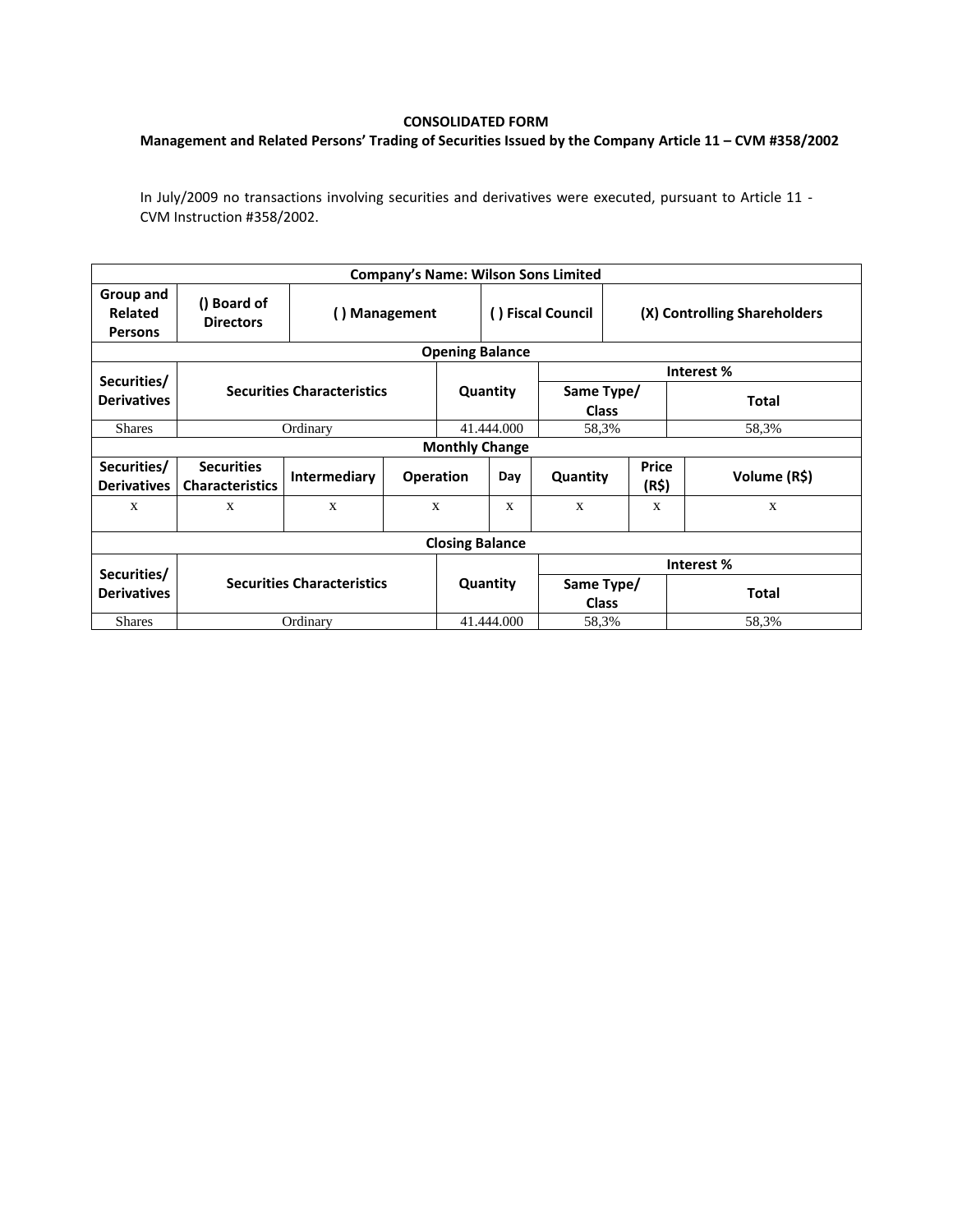**CONSOLIDATED FORM**

**Management and Related Persons' Trading of Securities Issued by the Company Article 11 – CVM #358/2002**

In July/2009 no transactions involving securities and derivatives were executed, pursuant to Article 11 - CVM Instruction #358/2002.

| Company's Name: Wilson Sons Limited | | | | | | | |
|---|---|---|---|---|---|---|---|
| **Group and Related Persons** | **() Board of Directors** | **( ) Management** | | **( ) Fiscal Council** | **(X) Controlling Shareholders** | | |
| **Opening Balance** | | | | | | | |
| **Securities/ Derivatives** | **Securities Characteristics** | | | **Quantity** | **Interest %** | | |
| | | | | | **Same Type/ Class** | | **Total** |
| Shares | Ordinary | | | 41.444.000 | 58,3% | | 58,3% |
| **Monthly Change** | | | | | | | |
| **Securities/ Derivatives** | **Securities Characteristics** | **Intermediary** | **Operation** | **Day** | **Quantity** | **Price (R$)** | **Volume (R$)** |
| X | X | X | X | X | X | X | X |
| **Closing Balance** | | | | | | | |
| **Securities/ Derivatives** | **Securities Characteristics** | | | **Quantity** | **Interest %** | | |
| | | | | | **Same Type/ Class** | | **Total** |
| Shares | Ordinary | | | 41.444.000 | 58,3% | | 58,3% |